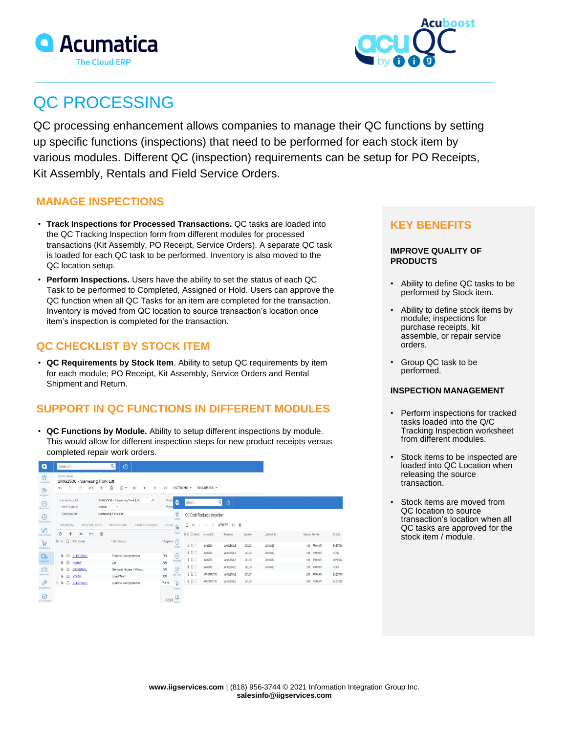Acumatica
The Cloud ERP

Acuboost acuQC by iig

# QC PROCESSING

QC processing enhancement allows companies to manage their QC functions by setting up specific functions (inspections) that need to be performed for each stock item by various modules. Different QC (inspection) requirements can be setup for PO Receipts, Kit Assembly, Rentals and Field Service Orders.

## MANAGE INSPECTIONS

- **Track Inspections for Processed Transactions.** QC tasks are loaded into the QC Tracking Inspection form from different modules for processed transactions (Kit Assembly, PO Receipt, Service Orders). A separate QC task is loaded for each QC task to be performed. Inventory is also moved to the QC location setup.
- **Perform Inspections.** Users have the ability to set the status of each QC Task to be performed to Completed, Assigned or Hold. Users can approve the QC function when all QC Tasks for an item are completed for the transaction. Inventory is moved from QC location to source transaction's location once item's inspection is completed for the transaction.

## QC CHECKLIST BY STOCK ITEM

- **QC Requirements by Stock Item**. Ability to setup QC requirements by item for each module; PO Receipt, Kit Assembly, Service Orders and Rental Shipment and Return.

## SUPPORT IN QC FUNCTIONS IN DIFFERENT MODULES

- **QC Functions by Module.** Ability to setup different inspections by module. This would allow for different inspection steps for new product receipts versus completed repair work orders.

## KEY BENEFITS

### IMPROVE QUALITY OF PRODUCTS

- Ability to define QC tasks to be performed by Stock item.
- Ability to define stock items by module; inspections for purchase receipts, kit assemble, or repair service orders.
- Group QC task to be performed.

### INSPECTION MANAGEMENT

- Perform inspections for tracked tasks loaded into the Q/C Tracking Inspection worksheet from different modules.
- Stock items to be inspected are loaded into QC Location when releasing the source transaction.
- Stock items are moved from QC location to source transaction's location when all QC tasks are approved for the stock item / module.

**www.iigservices.com** | (818) 956-3744 © 2021 Information Integration Group Inc.
**salesinfo@iigservices.com**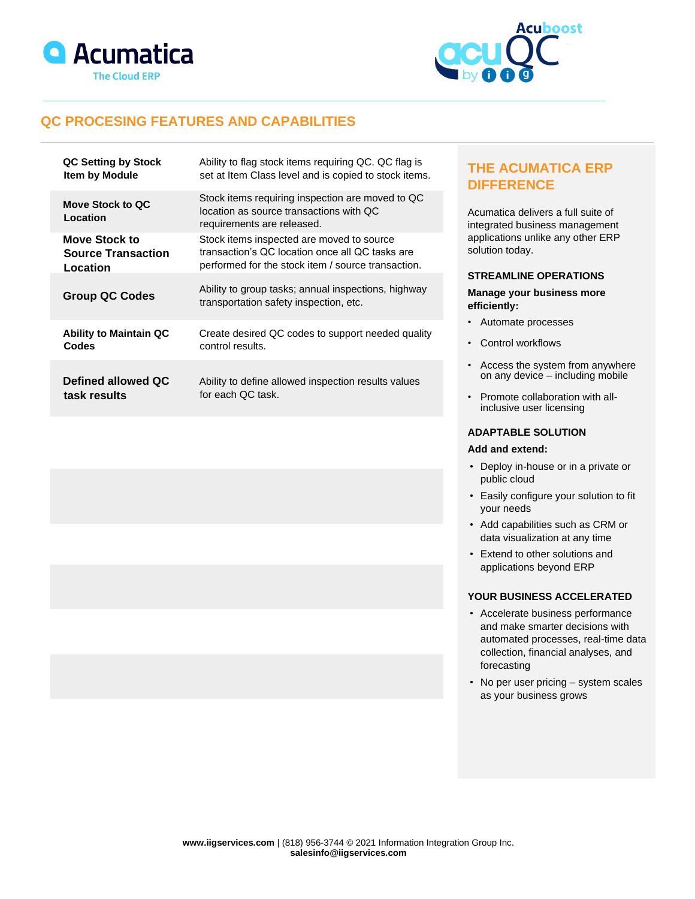## QC PROCESING FEATURES AND CAPABILITIES

| | |
|---|---|
| **QC Setting by Stock Item by Module** | Ability to flag stock items requiring QC. QC flag is set at Item Class level and is copied to stock items. |
| **Move Stock to QC Location** | Stock items requiring inspection are moved to QC location as source transactions with QC requirements are released. |
| **Move Stock to Source Transaction Location** | Stock items inspected are moved to source transaction's QC location once all QC tasks are performed for the stock item / source transaction. |
| **Group QC Codes** | Ability to group tasks; annual inspections, highway transportation safety inspection, etc. |
| **Ability to Maintain QC Codes** | Create desired QC codes to support needed quality control results. |
| **Defined allowed QC task results** | Ability to define allowed inspection results values for each QC task. |

## THE ACUMATICA ERP DIFFERENCE

Acumatica delivers a full suite of integrated business management applications unlike any other ERP solution today.

### STREAMLINE OPERATIONS

**Manage your business more efficiently:**

- Automate processes
- Control workflows
- Access the system from anywhere on any device – including mobile
- Promote collaboration with all-inclusive user licensing

### ADAPTABLE SOLUTION

**Add and extend:**

- Deploy in-house or in a private or public cloud
- Easily configure your solution to fit your needs
- Add capabilities such as CRM or data visualization at any time
- Extend to other solutions and applications beyond ERP

### YOUR BUSINESS ACCELERATED

- Accelerate business performance and make smarter decisions with automated processes, real-time data collection, financial analyses, and forecasting
- No per user pricing – system scales as your business grows

**www.iigservices.com** | (818) 956-3744 © 2021 Information Integration Group Inc.
**salesinfo@iigservices.com**